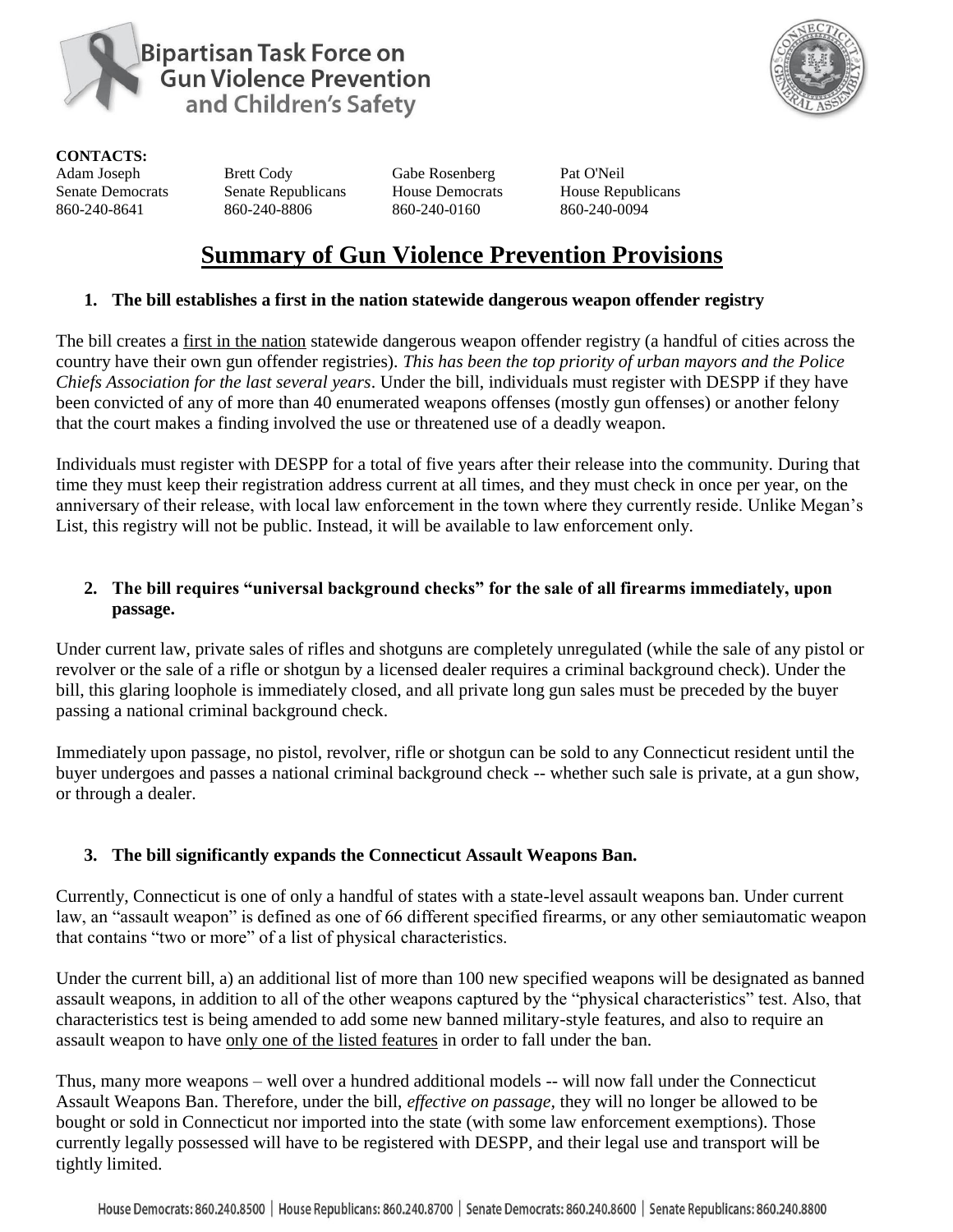**Bipartisan Task Force on Gun Violence Prevention and Children's Safety**

**CONTACTS:**

| Adam Joseph | Brett Cody | Gabe Rosenberg | Pat O'Neil |
|---|---|---|---|
| Senate Democrats | Senate Republicans | House Democrats | House Republicans |
| 860-240-8641 | 860-240-8806 | 860-240-0160 | 860-240-0094 |

# Summary of Gun Violence Prevention Provisions

### 1. The bill establishes a first in the nation statewide dangerous weapon offender registry

The bill creates a first in the nation statewide dangerous weapon offender registry (a handful of cities across the country have their own gun offender registries). *This has been the top priority of urban mayors and the Police Chiefs Association for the last several years*. Under the bill, individuals must register with DESPP if they have been convicted of any of more than 40 enumerated weapons offenses (mostly gun offenses) or another felony that the court makes a finding involved the use or threatened use of a deadly weapon.

Individuals must register with DESPP for a total of five years after their release into the community. During that time they must keep their registration address current at all times, and they must check in once per year, on the anniversary of their release, with local law enforcement in the town where they currently reside. Unlike Megan's List, this registry will not be public. Instead, it will be available to law enforcement only.

### 2. The bill requires "universal background checks" for the sale of all firearms immediately, upon passage.

Under current law, private sales of rifles and shotguns are completely unregulated (while the sale of any pistol or revolver or the sale of a rifle or shotgun by a licensed dealer requires a criminal background check). Under the bill, this glaring loophole is immediately closed, and all private long gun sales must be preceded by the buyer passing a national criminal background check.

Immediately upon passage, no pistol, revolver, rifle or shotgun can be sold to any Connecticut resident until the buyer undergoes and passes a national criminal background check -- whether such sale is private, at a gun show, or through a dealer.

### 3. The bill significantly expands the Connecticut Assault Weapons Ban.

Currently, Connecticut is one of only a handful of states with a state-level assault weapons ban. Under current law, an "assault weapon" is defined as one of 66 different specified firearms, or any other semiautomatic weapon that contains "two or more" of a list of physical characteristics.

Under the current bill, a) an additional list of more than 100 new specified weapons will be designated as banned assault weapons, in addition to all of the other weapons captured by the "physical characteristics" test. Also, that characteristics test is being amended to add some new banned military-style features, and also to require an assault weapon to have only one of the listed features in order to fall under the ban.

Thus, many more weapons – well over a hundred additional models -- will now fall under the Connecticut Assault Weapons Ban. Therefore, under the bill, *effective on passage*, they will no longer be allowed to be bought or sold in Connecticut nor imported into the state (with some law enforcement exemptions). Those currently legally possessed will have to be registered with DESPP, and their legal use and transport will be tightly limited.

House Democrats: 860.240.8500 | House Republicans: 860.240.8700 | Senate Democrats: 860.240.8600 | Senate Republicans: 860.240.8800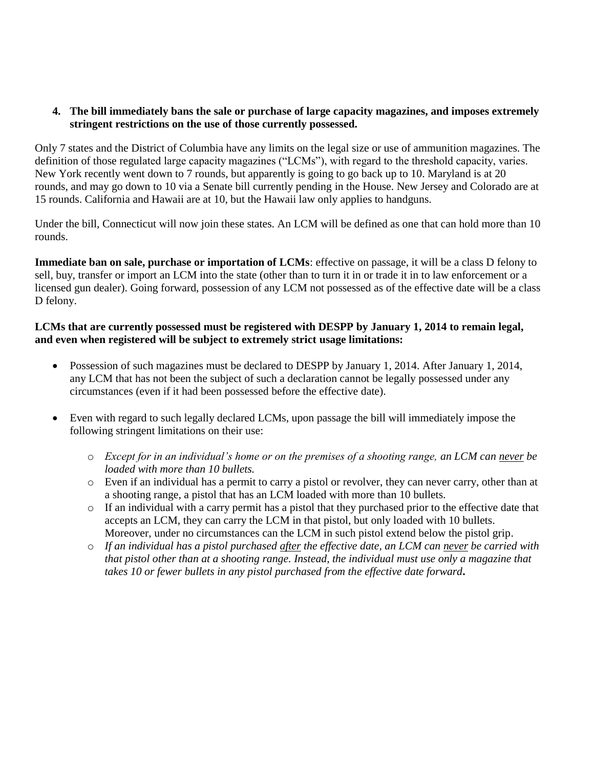4. **The bill immediately bans the sale or purchase of large capacity magazines, and imposes extremely stringent restrictions on the use of those currently possessed.**

Only 7 states and the District of Columbia have any limits on the legal size or use of ammunition magazines. The definition of those regulated large capacity magazines ("LCMs"), with regard to the threshold capacity, varies. New York recently went down to 7 rounds, but apparently is going to go back up to 10. Maryland is at 20 rounds, and may go down to 10 via a Senate bill currently pending in the House. New Jersey and Colorado are at 15 rounds. California and Hawaii are at 10, but the Hawaii law only applies to handguns.

Under the bill, Connecticut will now join these states. An LCM will be defined as one that can hold more than 10 rounds.

**Immediate ban on sale, purchase or importation of LCMs**: effective on passage, it will be a class D felony to sell, buy, transfer or import an LCM into the state (other than to turn it in or trade it in to law enforcement or a licensed gun dealer). Going forward, possession of any LCM not possessed as of the effective date will be a class D felony.

**LCMs that are currently possessed must be registered with DESPP by January 1, 2014 to remain legal, and even when registered will be subject to extremely strict usage limitations:**

- Possession of such magazines must be declared to DESPP by January 1, 2014. After January 1, 2014, any LCM that has not been the subject of such a declaration cannot be legally possessed under any circumstances (even if it had been possessed before the effective date).
- Even with regard to such legally declared LCMs, upon passage the bill will immediately impose the following stringent limitations on their use:
  - *Except for in an individual's home or on the premises of a shooting range, an LCM can <u>never</u> be loaded with more than 10 bullets.*
  - Even if an individual has a permit to carry a pistol or revolver, they can never carry, other than at a shooting range, a pistol that has an LCM loaded with more than 10 bullets.
  - If an individual with a carry permit has a pistol that they purchased prior to the effective date that accepts an LCM, they can carry the LCM in that pistol, but only loaded with 10 bullets. Moreover, under no circumstances can the LCM in such pistol extend below the pistol grip.
  - *If an individual has a pistol purchased <u>after</u> the effective date, an LCM can <u>never</u> be carried with that pistol other than at a shooting range. Instead, the individual must use only a magazine that takes 10 or fewer bullets in any pistol purchased from the effective date forward.*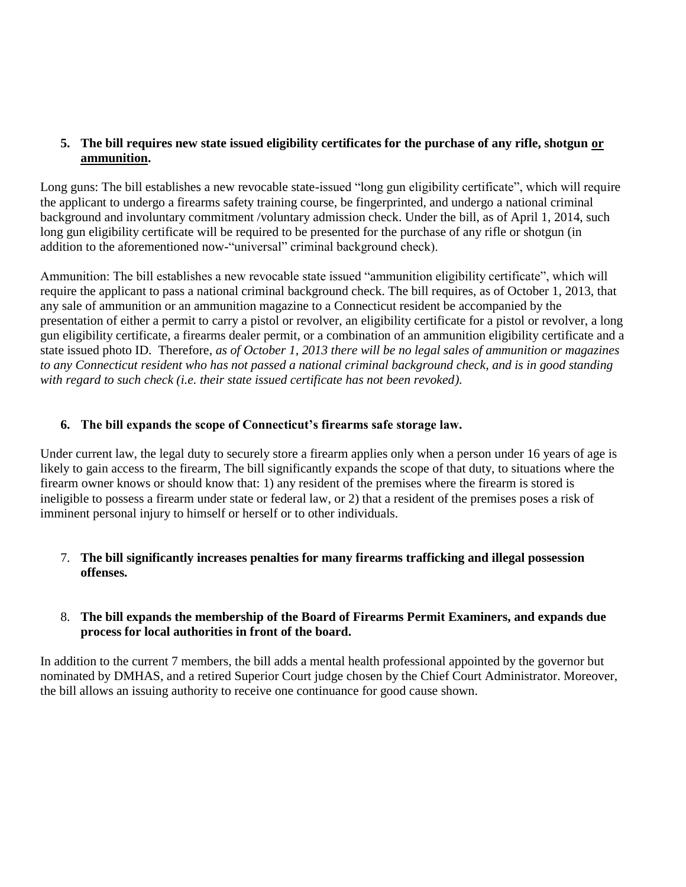5. **The bill requires new state issued eligibility certificates for the purchase of any rifle, shotgun <u>or ammunition</u>.**

Long guns: The bill establishes a new revocable state-issued "long gun eligibility certificate", which will require the applicant to undergo a firearms safety training course, be fingerprinted, and undergo a national criminal background and involuntary commitment /voluntary admission check. Under the bill, as of April 1, 2014, such long gun eligibility certificate will be required to be presented for the purchase of any rifle or shotgun (in addition to the aforementioned now-"universal" criminal background check).

Ammunition: The bill establishes a new revocable state issued "ammunition eligibility certificate", which will require the applicant to pass a national criminal background check. The bill requires, as of October 1, 2013, that any sale of ammunition or an ammunition magazine to a Connecticut resident be accompanied by the presentation of either a permit to carry a pistol or revolver, an eligibility certificate for a pistol or revolver, a long gun eligibility certificate, a firearms dealer permit, or a combination of an ammunition eligibility certificate and a state issued photo ID. Therefore, *as of October 1, 2013 there will be no legal sales of ammunition or magazines to any Connecticut resident who has not passed a national criminal background check, and is in good standing with regard to such check (i.e. their state issued certificate has not been revoked).*

6. **The bill expands the scope of Connecticut's firearms safe storage law.**

Under current law, the legal duty to securely store a firearm applies only when a person under 16 years of age is likely to gain access to the firearm, The bill significantly expands the scope of that duty, to situations where the firearm owner knows or should know that: 1) any resident of the premises where the firearm is stored is ineligible to possess a firearm under state or federal law, or 2) that a resident of the premises poses a risk of imminent personal injury to himself or herself or to other individuals.

7. **The bill significantly increases penalties for many firearms trafficking and illegal possession offenses.**

8. **The bill expands the membership of the Board of Firearms Permit Examiners, and expands due process for local authorities in front of the board.**

In addition to the current 7 members, the bill adds a mental health professional appointed by the governor but nominated by DMHAS, and a retired Superior Court judge chosen by the Chief Court Administrator. Moreover, the bill allows an issuing authority to receive one continuance for good cause shown.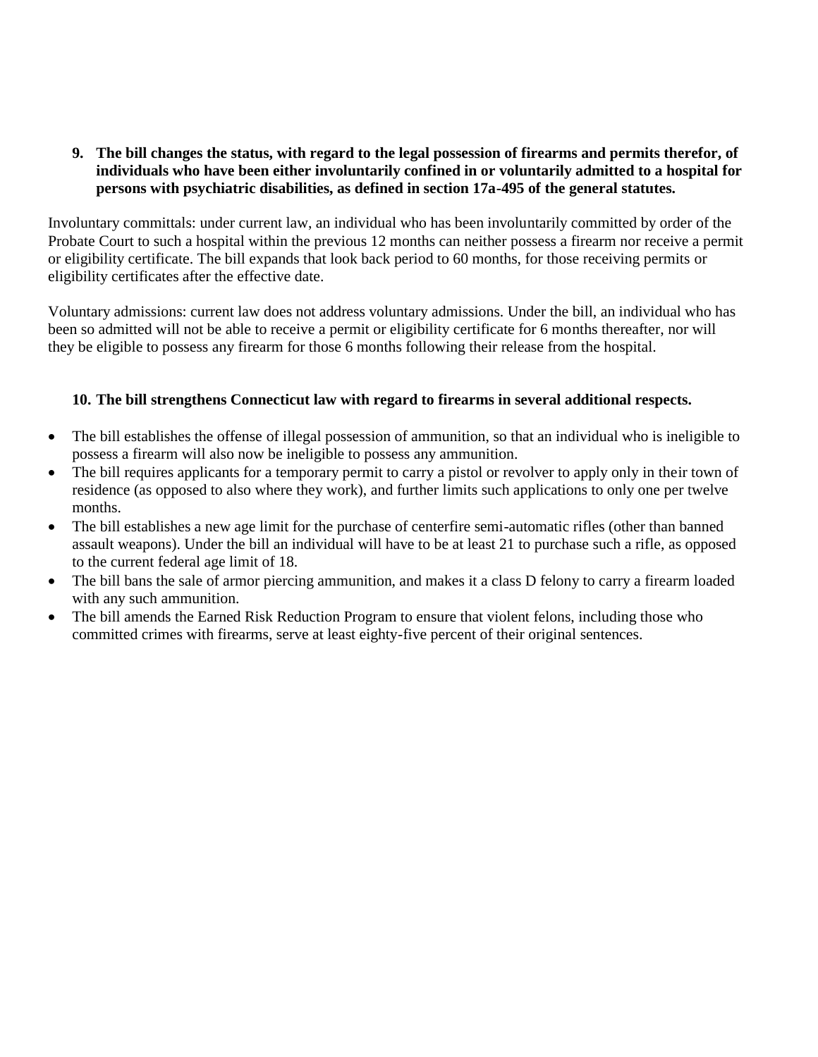9. **The bill changes the status, with regard to the legal possession of firearms and permits therefor, of individuals who have been either involuntarily confined in or voluntarily admitted to a hospital for persons with psychiatric disabilities, as defined in section 17a-495 of the general statutes.**

Involuntary committals: under current law, an individual who has been involuntarily committed by order of the Probate Court to such a hospital within the previous 12 months can neither possess a firearm nor receive a permit or eligibility certificate. The bill expands that look back period to 60 months, for those receiving permits or eligibility certificates after the effective date.

Voluntary admissions: current law does not address voluntary admissions. Under the bill, an individual who has been so admitted will not be able to receive a permit or eligibility certificate for 6 months thereafter, nor will they be eligible to possess any firearm for those 6 months following their release from the hospital.

10. **The bill strengthens Connecticut law with regard to firearms in several additional respects.**

- The bill establishes the offense of illegal possession of ammunition, so that an individual who is ineligible to possess a firearm will also now be ineligible to possess any ammunition.
- The bill requires applicants for a temporary permit to carry a pistol or revolver to apply only in their town of residence (as opposed to also where they work), and further limits such applications to only one per twelve months.
- The bill establishes a new age limit for the purchase of centerfire semi-automatic rifles (other than banned assault weapons). Under the bill an individual will have to be at least 21 to purchase such a rifle, as opposed to the current federal age limit of 18.
- The bill bans the sale of armor piercing ammunition, and makes it a class D felony to carry a firearm loaded with any such ammunition.
- The bill amends the Earned Risk Reduction Program to ensure that violent felons, including those who committed crimes with firearms, serve at least eighty-five percent of their original sentences.